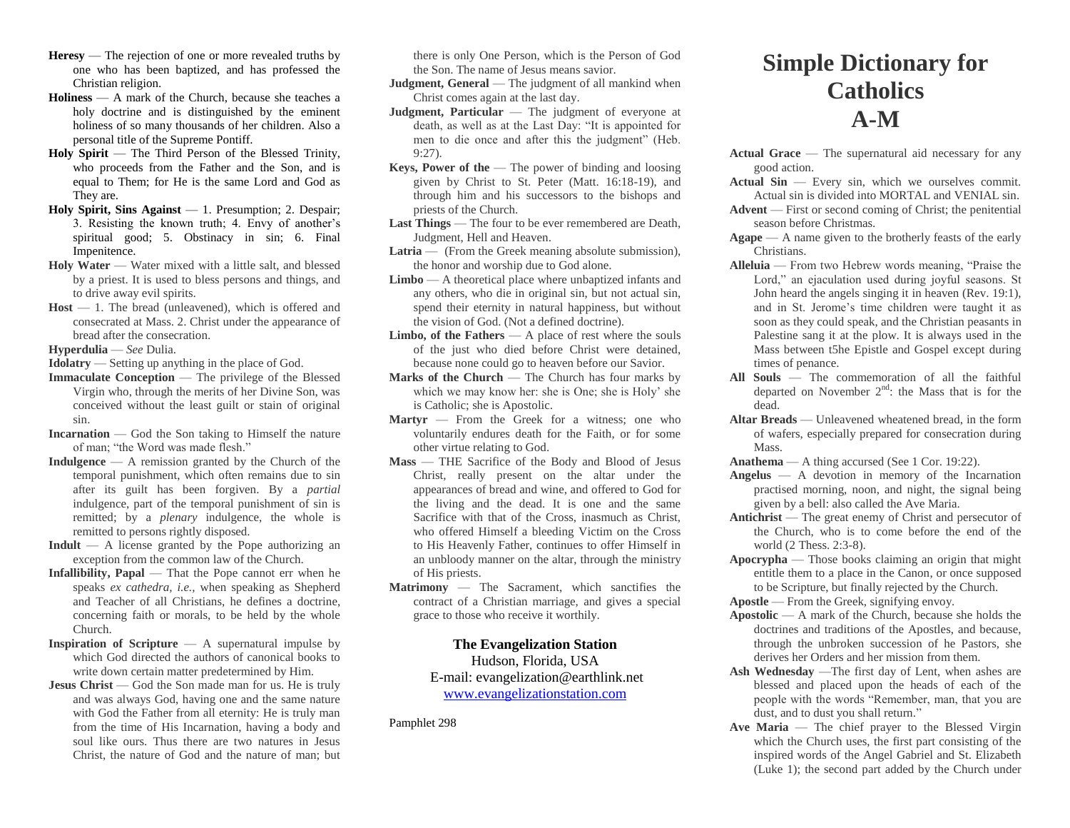# Simple Dictionary for Catholics A-M

**Actual Grace** — The supernatural aid necessary for any good action.

**Actual Sin** — Every sin, which we ourselves commit. Actual sin is divided into MORTAL and VENIAL sin.

**Advent** — First or second coming of Christ; the penitential season before Christmas.

**Agape** — A name given to the brotherly feasts of the early Christians.

**Alleluia** — From two Hebrew words meaning, "Praise the Lord," an ejaculation used during joyful seasons. St John heard the angels singing it in heaven (Rev. 19:1), and in St. Jerome's time children were taught it as soon as they could speak, and the Christian peasants in Palestine sang it at the plow. It is always used in the Mass between t5he Epistle and Gospel except during times of penance.

**All Souls** — The commemoration of all the faithful departed on November 2nd: the Mass that is for the dead.

**Altar Breads** — Unleavened wheatened bread, in the form of wafers, especially prepared for consecration during Mass.

**Anathema** — A thing accursed (See 1 Cor. 19:22).

**Angelus** — A devotion in memory of the Incarnation practised morning, noon, and night, the signal being given by a bell: also called the Ave Maria.

**Antichrist** — The great enemy of Christ and persecutor of the Church, who is to come before the end of the world (2 Thess. 2:3-8).

**Apocrypha** — Those books claiming an origin that might entitle them to a place in the Canon, or once supposed to be Scripture, but finally rejected by the Church.

**Apostle** — From the Greek, signifying envoy.

**Apostolic** — A mark of the Church, because she holds the doctrines and traditions of the Apostles, and because, through the unbroken succession of her Pastors, she derives her Orders and her mission from them.

**Ash Wednesday** —The first day of Lent, when ashes are blessed and placed upon the heads of each of the people with the words "Remember, man, that you are dust, and to dust you shall return."

**Ave Maria** — The chief prayer to the Blessed Virgin which the Church uses, the first part consisting of the inspired words of the Angel Gabriel and St. Elizabeth (Luke 1); the second part added by the Church under

**Heresy** — The rejection of one or more revealed truths by one who has been baptized, and has professed the Christian religion.

**Holiness** — A mark of the Church, because she teaches a holy doctrine and is distinguished by the eminent holiness of so many thousands of her children. Also a personal title of the Supreme Pontiff.

**Holy Spirit** — The Third Person of the Blessed Trinity, who proceeds from the Father and the Son, and is equal to Them; for He is the same Lord and God as They are.

**Holy Spirit, Sins Against** — 1. Presumption; 2. Despair; 3. Resisting the known truth; 4. Envy of another's spiritual good; 5. Obstinacy in sin; 6. Final Impenitence.

**Holy Water** — Water mixed with a little salt, and blessed by a priest. It is used to bless persons and things, and to drive away evil spirits.

**Host** — 1. The bread (unleavened), which is offered and consecrated at Mass. 2. Christ under the appearance of bread after the consecration.

**Hyperdulia** — *See* Dulia.

**Idolatry** — Setting up anything in the place of God.

**Immaculate Conception** — The privilege of the Blessed Virgin who, through the merits of her Divine Son, was conceived without the least guilt or stain of original sin.

**Incarnation** — God the Son taking to Himself the nature of man; "the Word was made flesh."

**Indulgence** — A remission granted by the Church of the temporal punishment, which often remains due to sin after its guilt has been forgiven. By a *partial* indulgence, part of the temporal punishment of sin is remitted; by a *plenary* indulgence, the whole is remitted to persons rightly disposed.

**Indult** — A license granted by the Pope authorizing an exception from the common law of the Church.

**Infallibility, Papal** — That the Pope cannot err when he speaks *ex cathedra, i.e.*, when speaking as Shepherd and Teacher of all Christians, he defines a doctrine, concerning faith or morals, to be held by the whole Church.

**Inspiration of Scripture** — A supernatural impulse by which God directed the authors of canonical books to write down certain matter predetermined by Him.

**Jesus Christ** — God the Son made man for us. He is truly and was always God, having one and the same nature with God the Father from all eternity: He is truly man from the time of His Incarnation, having a body and soul like ours. Thus there are two natures in Jesus Christ, the nature of God and the nature of man; but there is only One Person, which is the Person of God the Son. The name of Jesus means savior.

**Judgment, General** — The judgment of all mankind when Christ comes again at the last day.

**Judgment, Particular** — The judgment of everyone at death, as well as at the Last Day: "It is appointed for men to die once and after this the judgment" (Heb. 9:27).

**Keys, Power of the** — The power of binding and loosing given by Christ to St. Peter (Matt. 16:18-19), and through him and his successors to the bishops and priests of the Church.

**Last Things** — The four to be ever remembered are Death, Judgment, Hell and Heaven.

**Latria** — (From the Greek meaning absolute submission), the honor and worship due to God alone.

**Limbo** — A theoretical place where unbaptized infants and any others, who die in original sin, but not actual sin, spend their eternity in natural happiness, but without the vision of God. (Not a defined doctrine).

**Limbo, of the Fathers** — A place of rest where the souls of the just who died before Christ were detained, because none could go to heaven before our Savior.

**Marks of the Church** — The Church has four marks by which we may know her: she is One; she is Holy' she is Catholic; she is Apostolic.

**Martyr** — From the Greek for a witness; one who voluntarily endures death for the Faith, or for some other virtue relating to God.

**Mass** — THE Sacrifice of the Body and Blood of Jesus Christ, really present on the altar under the appearances of bread and wine, and offered to God for the living and the dead. It is one and the same Sacrifice with that of the Cross, inasmuch as Christ, who offered Himself a bleeding Victim on the Cross to His Heavenly Father, continues to offer Himself in an unbloody manner on the altar, through the ministry of His priests.

**Matrimony** — The Sacrament, which sanctifies the contract of a Christian marriage, and gives a special grace to those who receive it worthily.

**The Evangelization Station**
Hudson, Florida, USA
E-mail: evangelization@earthlink.net
www.evangelizationstation.com

Pamphlet 298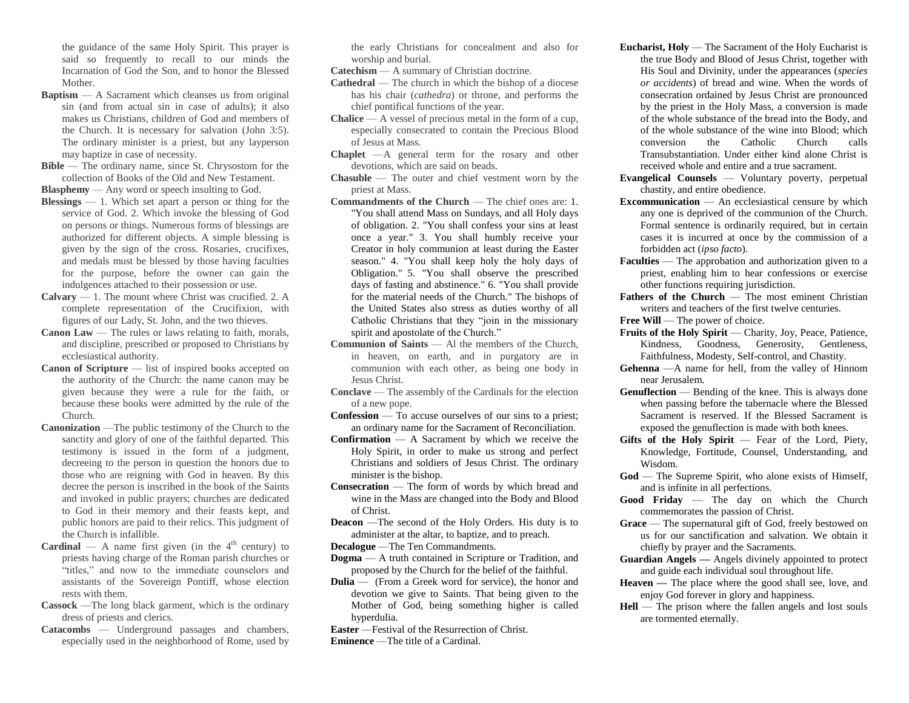the guidance of the same Holy Spirit. This prayer is said so frequently to recall to our minds the Incarnation of God the Son, and to honor the Blessed Mother.

**Baptism** — A Sacrament which cleanses us from original sin (and from actual sin in case of adults); it also makes us Christians, children of God and members of the Church. It is necessary for salvation (John 3:5). The ordinary minister is a priest, but any layperson may baptize in case of necessity.

**Bible** — The ordinary name, since St. Chrysostom for the collection of Books of the Old and New Testament.

**Blasphemy** — Any word or speech insulting to God.

**Blessings** — 1. Which set apart a person or thing for the service of God. 2. Which invoke the blessing of God on persons or things. Numerous forms of blessings are authorized for different objects. A simple blessing is given by the sign of the cross. Rosaries, crucifixes, and medals must be blessed by those having faculties for the purpose, before the owner can gain the indulgences attached to their possession or use.

**Calvary** — 1. The mount where Christ was crucified. 2. A complete representation of the Crucifixion, with figures of our Lady, St. John, and the two thieves.

**Canon Law** — The rules or laws relating to faith, morals, and discipline, prescribed or proposed to Christians by ecclesiastical authority.

**Canon of Scripture** — list of inspired books accepted on the authority of the Church: the name canon may be given because they were a rule for the faith, or because these books were admitted by the rule of the Church.

**Canonization** —The public testimony of the Church to the sanctity and glory of one of the faithful departed. This testimony is issued in the form of a judgment, decreeing to the person in question the honors due to those who are reigning with God in heaven. By this decree the person is inscribed in the book of the Saints and invoked in public prayers; churches are dedicated to God in their memory and their feasts kept, and public honors are paid to their relics. This judgment of the Church is infallible.

**Cardinal** — A name first given (in the 4th century) to priests having charge of the Roman parish churches or "titles," and now to the immediate counselors and assistants of the Sovereign Pontiff, whose election rests with them.

**Cassock** —The long black garment, which is the ordinary dress of priests and clerics.

**Catacombs** — Underground passages and chambers, especially used in the neighborhood of Rome, used by the early Christians for concealment and also for worship and burial.

**Catechism** — A summary of Christian doctrine.

**Cathedral** — The church in which the bishop of a diocese has his chair (*cathedra*) or throne, and performs the chief pontifical functions of the year.

**Chalice** — A vessel of precious metal in the form of a cup, especially consecrated to contain the Precious Blood of Jesus at Mass.

**Chaplet** —A general term for the rosary and other devotions, which are said on beads.

**Chasuble** — The outer and chief vestment worn by the priest at Mass.

**Commandments of the Church** — The chief ones are: 1. "You shall attend Mass on Sundays, and all Holy days of obligation. 2. "You shall confess your sins at least once a year." 3. You shall humbly receive your Creator in holy communion at least during the Easter season." 4. "You shall keep holy the holy days of Obligation." 5. "You shall observe the prescribed days of fasting and abstinence." 6. "You shall provide for the material needs of the Church." The bishops of the United States also stress as duties worthy of all Catholic Christians that they "join in the missionary spirit and apostolate of the Church."

**Communion of Saints** — Al the members of the Church, in heaven, on earth, and in purgatory are in communion with each other, as being one body in Jesus Christ.

**Conclave** — The assembly of the Cardinals for the election of a new pope.

**Confession** — To accuse ourselves of our sins to a priest; an ordinary name for the Sacrament of Reconciliation.

**Confirmation** — A Sacrament by which we receive the Holy Spirit, in order to make us strong and perfect Christians and soldiers of Jesus Christ. The ordinary minister is the bishop.

**Consecration** — The form of words by which bread and wine in the Mass are changed into the Body and Blood of Christ.

**Deacon** —The second of the Holy Orders. His duty is to administer at the altar, to baptize, and to preach.

**Decalogue** —The Ten Commandments.

**Dogma** — A truth contained in Scripture or Tradition, and proposed by the Church for the belief of the faithful.

**Dulia** — (From a Greek word for service), the honor and devotion we give to Saints. That being given to the Mother of God, being something higher is called hyperdulia.

**Easter** —Festival of the Resurrection of Christ.

**Eminence** —The title of a Cardinal.

**Eucharist, Holy** — The Sacrament of the Holy Eucharist is the true Body and Blood of Jesus Christ, together with His Soul and Divinity, under the appearances (*species or accidents*) of bread and wine. When the words of consecration ordained by Jesus Christ are pronounced by the priest in the Holy Mass, a conversion is made of the whole substance of the bread into the Body, and of the whole substance of the wine into Blood; which conversion the Catholic Church calls Transubstantiation. Under either kind alone Christ is received whole and entire and a true sacrament.

**Evangelical Counsels** — Voluntary poverty, perpetual chastity, and entire obedience.

**Excommunication** — An ecclesiastical censure by which any one is deprived of the communion of the Church. Formal sentence is ordinarily required, but in certain cases it is incurred at once by the commission of a forbidden act (*ipso facto*).

**Faculties** — The approbation and authorization given to a priest, enabling him to hear confessions or exercise other functions requiring jurisdiction.

**Fathers of the Church** — The most eminent Christian writers and teachers of the first twelve centuries.

**Free Will** — The power of choice.

**Fruits of the Holy Spirit** — Charity, Joy, Peace, Patience, Kindness, Goodness, Generosity, Gentleness, Faithfulness, Modesty, Self-control, and Chastity.

**Gehenna** —A name for hell, from the valley of Hinnom near Jerusalem.

**Genuflection** — Bending of the knee. This is always done when passing before the tabernacle where the Blessed Sacrament is reserved. If the Blessed Sacrament is exposed the genuflection is made with both knees.

**Gifts of the Holy Spirit** — Fear of the Lord, Piety, Knowledge, Fortitude, Counsel, Understanding, and Wisdom.

**God** — The Supreme Spirit, who alone exists of Himself, and is infinite in all perfections.

**Good Friday** — The day on which the Church commemorates the passion of Christ.

**Grace** — The supernatural gift of God, freely bestowed on us for our sanctification and salvation. We obtain it chiefly by prayer and the Sacraments.

**Guardian Angels —** Angels divinely appointed to protect and guide each individual soul throughout life.

**Heaven —** The place where the good shall see, love, and enjoy God forever in glory and happiness.

**Hell** — The prison where the fallen angels and lost souls are tormented eternally.